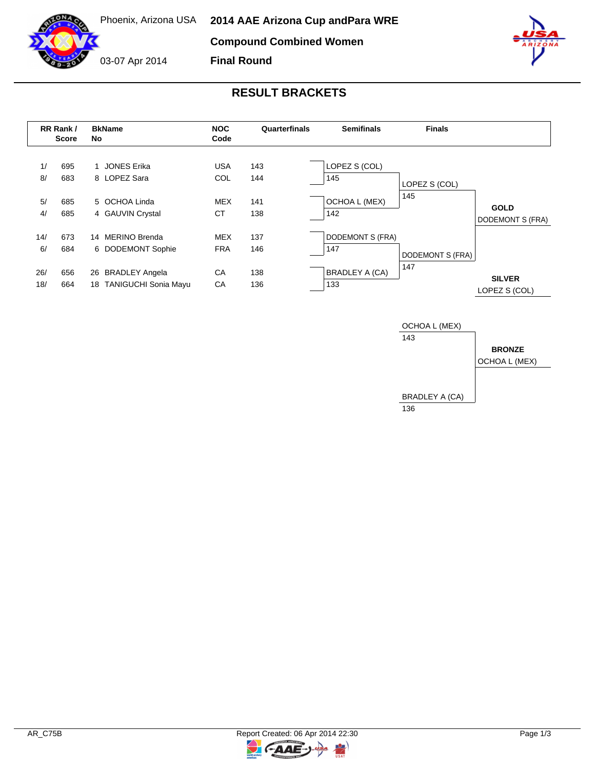Phoenix, Arizona USA

03-07 Apr 2014

# 2014 AAE Arizona Cup andPara WRE

## Compound Combined Women

## Final Round

## RESULT BRACKETS

| RR Rank / | Score | BkName No | | NOC Code | Quarterfinals | Semifinals | | Finals |
|---|---|---|---|---|---|---|---|---|
| 1/ | 695 | 1 | JONES Erika | USA | 143 | | | |
| 8/ | 683 | 8 | LOPEZ Sara | COL | 144 | LOPEZ S (COL) 145 | | |
| | | | | | | | LOPEZ S (COL) 145 | |
| 5/ | 685 | 5 | OCHOA Linda | MEX | 141 | OCHOA L (MEX) 142 | | |
| 4/ | 685 | 4 | GAUVIN Crystal | CT | 138 | | | |
| 14/ | 673 | 14 | MERINO Brenda | MEX | 137 | | | |
| 6/ | 684 | 6 | DODEMONT Sophie | FRA | 146 | DODEMONT S (FRA) 147 | | |
| | | | | | | | DODEMONT S (FRA) 147 | |
| 26/ | 656 | 26 | BRADLEY Angela | CA | 138 | BRADLEY A (CA) 133 | | |
| 18/ | 664 | 18 | TANIGUCHI Sonia Mayu | CA | 136 | | | |

**GOLD**
DODEMONT S (FRA)

**SILVER**
LOPEZ S (COL)

Bronze match:

| Archer | Score |
|---|---|
| OCHOA L (MEX) | 143 |
| BRADLEY A (CA) | 136 |

**BRONZE**
OCHOA L (MEX)

AR_C75B

Report Created: 06 Apr 2014 22:30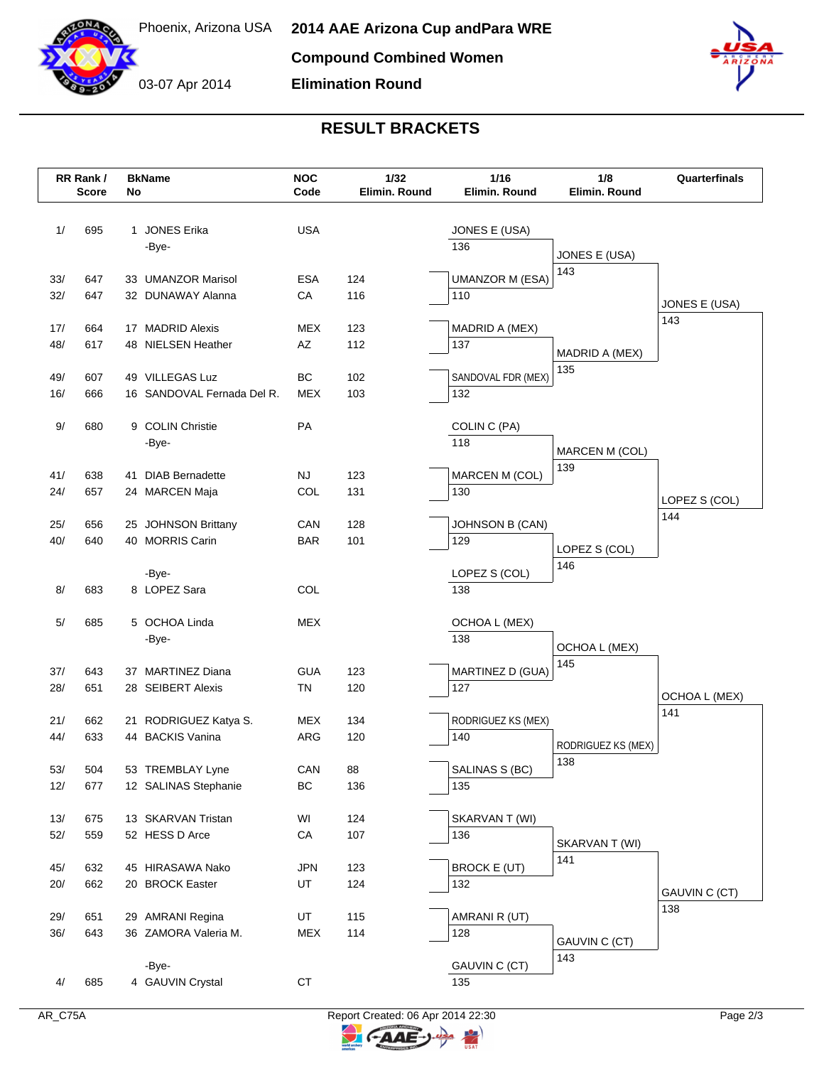Phoenix, Arizona USA

03-07 Apr 2014

# 2014 AAE Arizona Cup andPara WRE

## Compound Combined Women

## Elimination Round

### RESULT BRACKETS

| RR Rank / Score | | BkName No | | NOC Code | 1/32 Elimin. Round | 1/16 Elimin. Round | 1/8 Elimin. Round | Quarterfinals |
|---|---|---|---|---|---|---|---|---|
| 1/ | 695 | 1 | JONES Erika | USA | | JONES E (USA) | | |
| | | | -Bye- | | | 136 | JONES E (USA) | |
| 33/ | 647 | 33 | UMANZOR Marisol | ESA | 124 | UMANZOR M (ESA) | 143 | |
| 32/ | 647 | 32 | DUNAWAY Alanna | CA | 116 | 110 | | JONES E (USA) |
| 17/ | 664 | 17 | MADRID Alexis | MEX | 123 | MADRID A (MEX) | | 143 |
| 48/ | 617 | 48 | NIELSEN Heather | AZ | 112 | 137 | MADRID A (MEX) | |
| 49/ | 607 | 49 | VILLEGAS Luz | BC | 102 | SANDOVAL FDR (MEX) | 135 | |
| 16/ | 666 | 16 | SANDOVAL Fernada Del R. | MEX | 103 | 132 | | |
| 9/ | 680 | 9 | COLIN Christie | PA | | COLIN C (PA) | | |
| | | | -Bye- | | | 118 | MARCEN M (COL) | |
| 41/ | 638 | 41 | DIAB Bernadette | NJ | 123 | MARCEN M (COL) | 139 | |
| 24/ | 657 | 24 | MARCEN Maja | COL | 131 | 130 | | LOPEZ S (COL) |
| 25/ | 656 | 25 | JOHNSON Brittany | CAN | 128 | JOHNSON B (CAN) | | 144 |
| 40/ | 640 | 40 | MORRIS Carin | BAR | 101 | 129 | LOPEZ S (COL) | |
| | | | -Bye- | | | LOPEZ S (COL) | 146 | |
| 8/ | 683 | 8 | LOPEZ Sara | COL | | 138 | | |
| 5/ | 685 | 5 | OCHOA Linda | MEX | | OCHOA L (MEX) | | |
| | | | -Bye- | | | 138 | OCHOA L (MEX) | |
| 37/ | 643 | 37 | MARTINEZ Diana | GUA | 123 | MARTINEZ D (GUA) | 145 | |
| 28/ | 651 | 28 | SEIBERT Alexis | TN | 120 | 127 | | OCHOA L (MEX) |
| 21/ | 662 | 21 | RODRIGUEZ Katya S. | MEX | 134 | RODRIGUEZ KS (MEX) | | 141 |
| 44/ | 633 | 44 | BACKIS Vanina | ARG | 120 | 140 | RODRIGUEZ KS (MEX) | |
| 53/ | 504 | 53 | TREMBLAY Lyne | CAN | 88 | SALINAS S (BC) | 138 | |
| 12/ | 677 | 12 | SALINAS Stephanie | BC | 136 | 135 | | |
| 13/ | 675 | 13 | SKARVAN Tristan | WI | 124 | SKARVAN T (WI) | | |
| 52/ | 559 | 52 | HESS D Arce | CA | 107 | 136 | SKARVAN T (WI) | |
| 45/ | 632 | 45 | HIRASAWA Nako | JPN | 123 | BROCK E (UT) | 141 | |
| 20/ | 662 | 20 | BROCK Easter | UT | 124 | 132 | | GAUVIN C (CT) |
| 29/ | 651 | 29 | AMRANI Regina | UT | 115 | AMRANI R (UT) | | 138 |
| 36/ | 643 | 36 | ZAMORA Valeria M. | MEX | 114 | 128 | GAUVIN C (CT) | |
| | | | -Bye- | | | GAUVIN C (CT) | 143 | |
| 4/ | 685 | 4 | GAUVIN Crystal | CT | | 135 | | |

AR_C75A

Report Created: 06 Apr 2014 22:30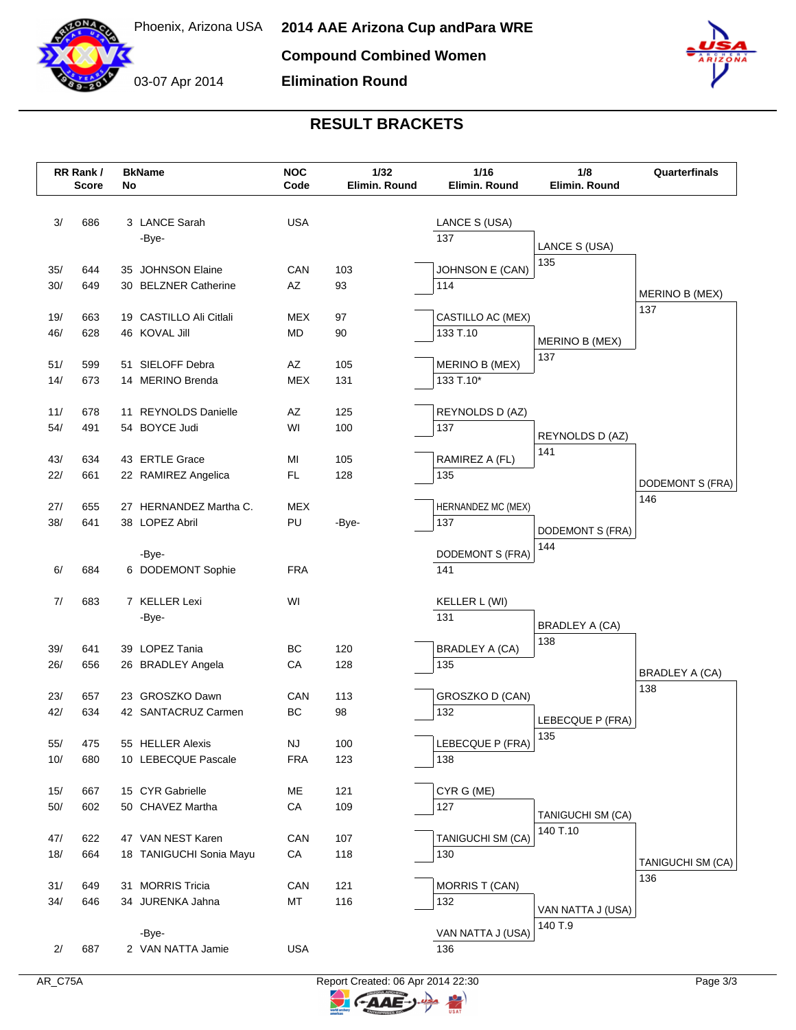Phoenix, Arizona USA

03-07 Apr 2014

# 2014 AAE Arizona Cup andPara WRE

## Compound Combined Women

## Elimination Round

### RESULT BRACKETS

| RR Rank / Score | | BkName No | | NOC Code | 1/32 Elimin. Round | 1/16 Elimin. Round | 1/8 Elimin. Round | Quarterfinals |
|---|---|---|---|---|---|---|---|---|
| 3/ | 686 | 3 | LANCE Sarah | USA | | LANCE S (USA) | | |
| | | | -Bye- | | | 137 | LANCE S (USA) | |
| | | | | | | | 135 | |
| 35/ | 644 | 35 | JOHNSON Elaine | CAN | 103 | JOHNSON E (CAN) | | |
| 30/ | 649 | 30 | BELZNER Catherine | AZ | 93 | 114 | | MERINO B (MEX) |
| | | | | | | | | 137 |
| 19/ | 663 | 19 | CASTILLO Ali Citlali | MEX | 97 | CASTILLO AC (MEX) | | |
| 46/ | 628 | 46 | KOVAL Jill | MD | 90 | 133 T.10 | MERINO B (MEX) | |
| | | | | | | | 137 | |
| 51/ | 599 | 51 | SIELOFF Debra | AZ | 105 | MERINO B (MEX) | | |
| 14/ | 673 | 14 | MERINO Brenda | MEX | 131 | 133 T.10* | | |
| 11/ | 678 | 11 | REYNOLDS Danielle | AZ | 125 | REYNOLDS D (AZ) | | |
| 54/ | 491 | 54 | BOYCE Judi | WI | 100 | 137 | REYNOLDS D (AZ) | |
| | | | | | | | 141 | |
| 43/ | 634 | 43 | ERTLE Grace | MI | 105 | RAMIREZ A (FL) | | |
| 22/ | 661 | 22 | RAMIREZ Angelica | FL | 128 | 135 | | DODEMONT S (FRA) |
| | | | | | | | | 146 |
| 27/ | 655 | 27 | HERNANDEZ Martha C. | MEX | | HERNANDEZ MC (MEX) | | |
| 38/ | 641 | 38 | LOPEZ Abril | PU | -Bye- | 137 | DODEMONT S (FRA) | |
| | | | | | | | 144 | |
| | | | -Bye- | | | DODEMONT S (FRA) | | |
| 6/ | 684 | 6 | DODEMONT Sophie | FRA | | 141 | | |
| 7/ | 683 | 7 | KELLER Lexi | WI | | KELLER L (WI) | | |
| | | | -Bye- | | | 131 | BRADLEY A (CA) | |
| | | | | | | | 138 | |
| 39/ | 641 | 39 | LOPEZ Tania | BC | 120 | BRADLEY A (CA) | | |
| 26/ | 656 | 26 | BRADLEY Angela | CA | 128 | 135 | | BRADLEY A (CA) |
| | | | | | | | | 138 |
| 23/ | 657 | 23 | GROSZKO Dawn | CAN | 113 | GROSZKO D (CAN) | | |
| 42/ | 634 | 42 | SANTACRUZ Carmen | BC | 98 | 132 | LEBECQUE P (FRA) | |
| | | | | | | | 135 | |
| 55/ | 475 | 55 | HELLER Alexis | NJ | 100 | LEBECQUE P (FRA) | | |
| 10/ | 680 | 10 | LEBECQUE Pascale | FRA | 123 | 138 | | |
| 15/ | 667 | 15 | CYR Gabrielle | ME | 121 | CYR G (ME) | | |
| 50/ | 602 | 50 | CHAVEZ Martha | CA | 109 | 127 | TANIGUCHI SM (CA) | |
| | | | | | | | 140 T.10 | |
| 47/ | 622 | 47 | VAN NEST Karen | CAN | 107 | TANIGUCHI SM (CA) | | |
| 18/ | 664 | 18 | TANIGUCHI Sonia Mayu | CA | 118 | 130 | | TANIGUCHI SM (CA) |
| | | | | | | | | 136 |
| 31/ | 649 | 31 | MORRIS Tricia | CAN | 121 | MORRIS T (CAN) | | |
| 34/ | 646 | 34 | JURENKA Jahna | MT | 116 | 132 | VAN NATTA J (USA) | |
| | | | | | | | 140 T.9 | |
| | | | -Bye- | | | VAN NATTA J (USA) | | |
| 2/ | 687 | 2 | VAN NATTA Jamie | USA | | 136 | | |

AR_C75A

Report Created: 06 Apr 2014 22:30